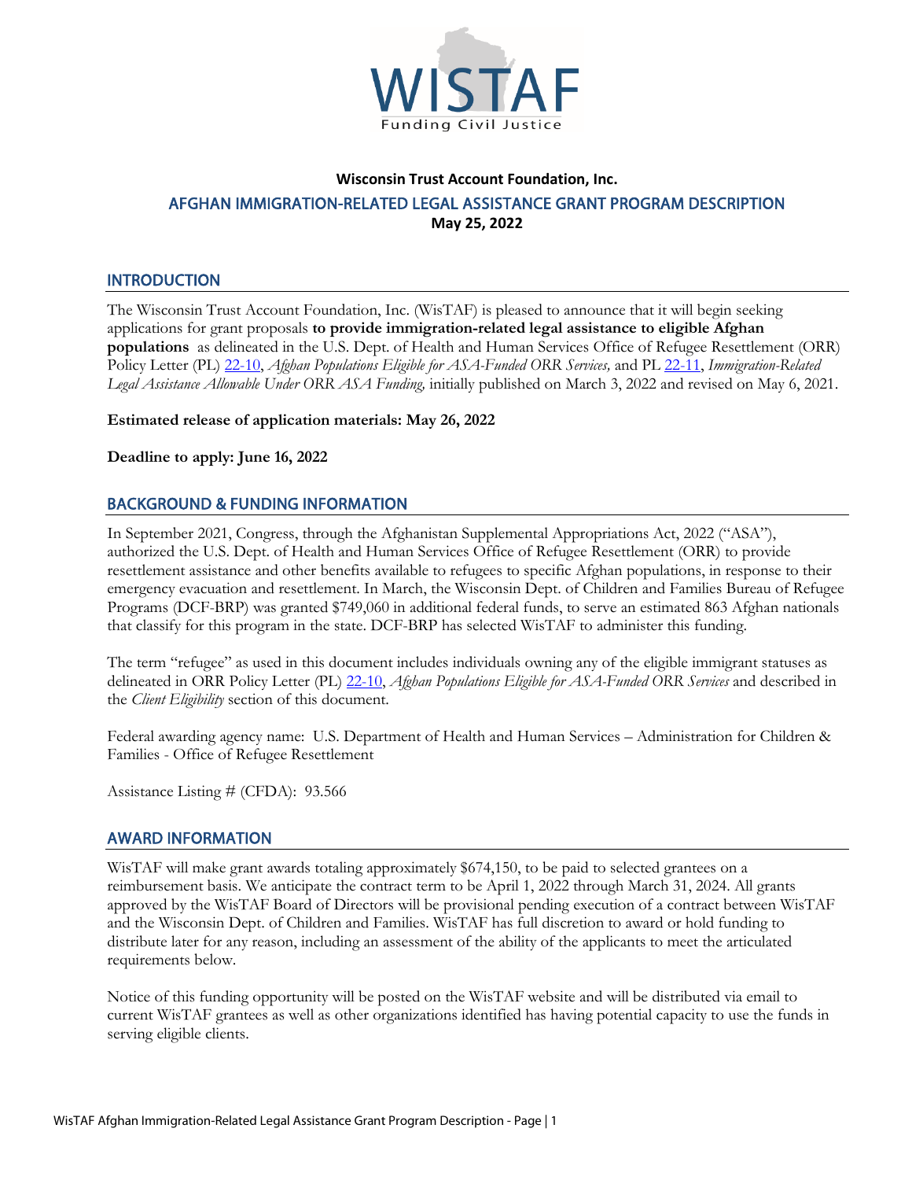WISTAF

Funding Civil Justice

**Wisconsin Trust Account Foundation, Inc.**

# AFGHAN IMMIGRATION-RELATED LEGAL ASSISTANCE GRANT PROGRAM DESCRIPTION

**May 25, 2022**

## INTRODUCTION

The Wisconsin Trust Account Foundation, Inc. (WisTAF) is pleased to announce that it will begin seeking applications for grant proposals **to provide immigration-related legal assistance to eligible Afghan populations** as delineated in the U.S. Dept. of Health and Human Services Office of Refugee Resettlement (ORR) Policy Letter (PL) 22-10, *Afghan Populations Eligible for ASA-Funded ORR Services,* and PL 22-11, *Immigration-Related Legal Assistance Allowable Under ORR ASA Funding,* initially published on March 3, 2022 and revised on May 6, 2021.

**Estimated release of application materials: May 26, 2022**

**Deadline to apply: June 16, 2022**

## BACKGROUND & FUNDING INFORMATION

In September 2021, Congress, through the Afghanistan Supplemental Appropriations Act, 2022 ("ASA"), authorized the U.S. Dept. of Health and Human Services Office of Refugee Resettlement (ORR) to provide resettlement assistance and other benefits available to refugees to specific Afghan populations, in response to their emergency evacuation and resettlement. In March, the Wisconsin Dept. of Children and Families Bureau of Refugee Programs (DCF-BRP) was granted $749,060 in additional federal funds, to serve an estimated 863 Afghan nationals that classify for this program in the state. DCF-BRP has selected WisTAF to administer this funding.

The term "refugee" as used in this document includes individuals owning any of the eligible immigrant statuses as delineated in ORR Policy Letter (PL) 22-10, *Afghan Populations Eligible for ASA-Funded ORR Services* and described in the *Client Eligibility* section of this document.

Federal awarding agency name: U.S. Department of Health and Human Services – Administration for Children & Families - Office of Refugee Resettlement

Assistance Listing # (CFDA): 93.566

## AWARD INFORMATION

WisTAF will make grant awards totaling approximately $674,150, to be paid to selected grantees on a reimbursement basis. We anticipate the contract term to be April 1, 2022 through March 31, 2024. All grants approved by the WisTAF Board of Directors will be provisional pending execution of a contract between WisTAF and the Wisconsin Dept. of Children and Families. WisTAF has full discretion to award or hold funding to distribute later for any reason, including an assessment of the ability of the applicants to meet the articulated requirements below.

Notice of this funding opportunity will be posted on the WisTAF website and will be distributed via email to current WisTAF grantees as well as other organizations identified has having potential capacity to use the funds in serving eligible clients.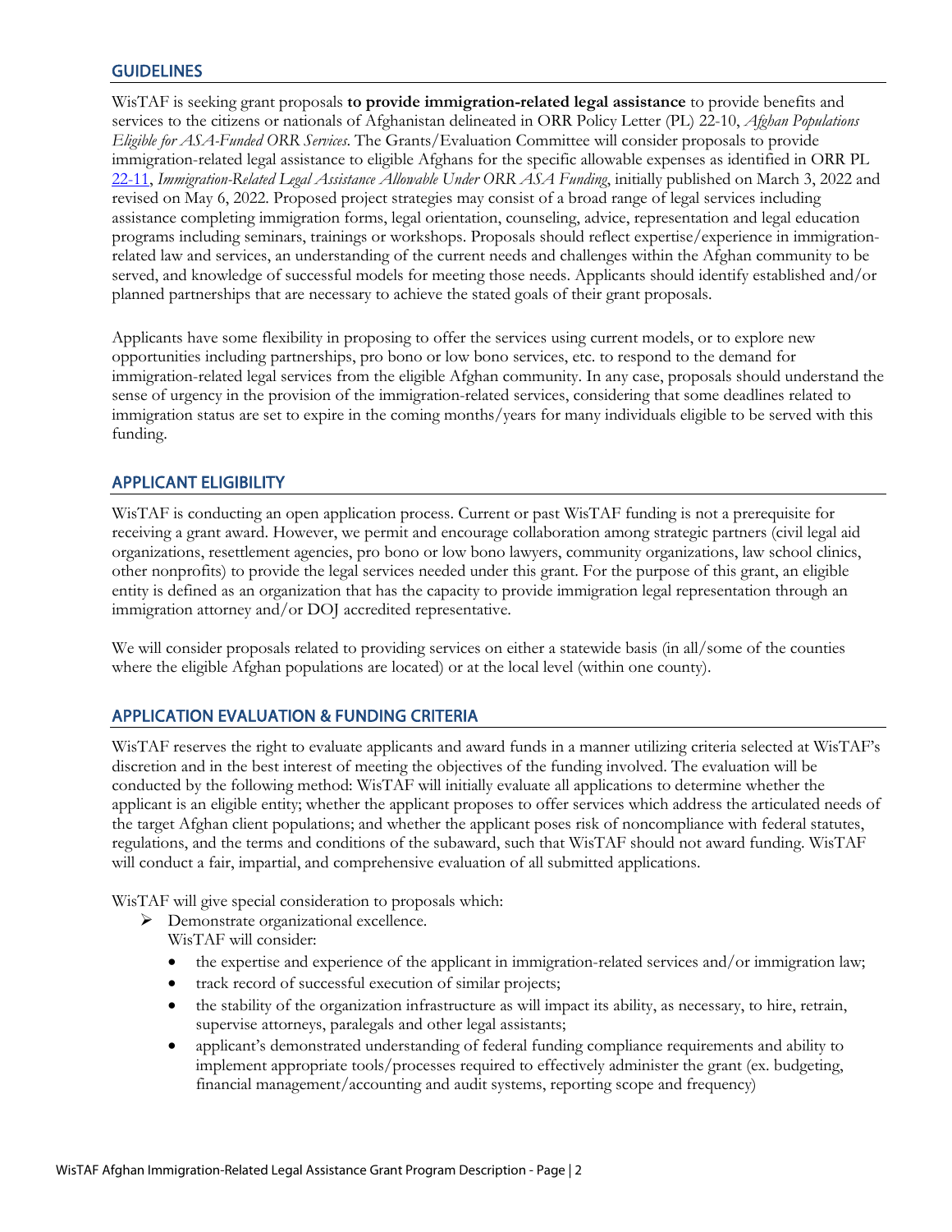## GUIDELINES

WisTAF is seeking grant proposals **to provide immigration-related legal assistance** to provide benefits and services to the citizens or nationals of Afghanistan delineated in ORR Policy Letter (PL) 22-10, *Afghan Populations Eligible for ASA-Funded ORR Services*. The Grants/Evaluation Committee will consider proposals to provide immigration-related legal assistance to eligible Afghans for the specific allowable expenses as identified in ORR PL 22-11, *Immigration-Related Legal Assistance Allowable Under ORR ASA Funding*, initially published on March 3, 2022 and revised on May 6, 2022. Proposed project strategies may consist of a broad range of legal services including assistance completing immigration forms, legal orientation, counseling, advice, representation and legal education programs including seminars, trainings or workshops. Proposals should reflect expertise/experience in immigration-related law and services, an understanding of the current needs and challenges within the Afghan community to be served, and knowledge of successful models for meeting those needs. Applicants should identify established and/or planned partnerships that are necessary to achieve the stated goals of their grant proposals.

Applicants have some flexibility in proposing to offer the services using current models, or to explore new opportunities including partnerships, pro bono or low bono services, etc. to respond to the demand for immigration-related legal services from the eligible Afghan community. In any case, proposals should understand the sense of urgency in the provision of the immigration-related services, considering that some deadlines related to immigration status are set to expire in the coming months/years for many individuals eligible to be served with this funding.

## APPLICANT ELIGIBILITY

WisTAF is conducting an open application process. Current or past WisTAF funding is not a prerequisite for receiving a grant award. However, we permit and encourage collaboration among strategic partners (civil legal aid organizations, resettlement agencies, pro bono or low bono lawyers, community organizations, law school clinics, other nonprofits) to provide the legal services needed under this grant. For the purpose of this grant, an eligible entity is defined as an organization that has the capacity to provide immigration legal representation through an immigration attorney and/or DOJ accredited representative.

We will consider proposals related to providing services on either a statewide basis (in all/some of the counties where the eligible Afghan populations are located) or at the local level (within one county).

## APPLICATION EVALUATION & FUNDING CRITERIA

WisTAF reserves the right to evaluate applicants and award funds in a manner utilizing criteria selected at WisTAF's discretion and in the best interest of meeting the objectives of the funding involved. The evaluation will be conducted by the following method: WisTAF will initially evaluate all applications to determine whether the applicant is an eligible entity; whether the applicant proposes to offer services which address the articulated needs of the target Afghan client populations; and whether the applicant poses risk of noncompliance with federal statutes, regulations, and the terms and conditions of the subaward, such that WisTAF should not award funding. WisTAF will conduct a fair, impartial, and comprehensive evaluation of all submitted applications.

WisTAF will give special consideration to proposals which:

- Demonstrate organizational excellence.
  WisTAF will consider:
  - the expertise and experience of the applicant in immigration-related services and/or immigration law;
  - track record of successful execution of similar projects;
  - the stability of the organization infrastructure as will impact its ability, as necessary, to hire, retrain, supervise attorneys, paralegals and other legal assistants;
  - applicant's demonstrated understanding of federal funding compliance requirements and ability to implement appropriate tools/processes required to effectively administer the grant (ex. budgeting, financial management/accounting and audit systems, reporting scope and frequency)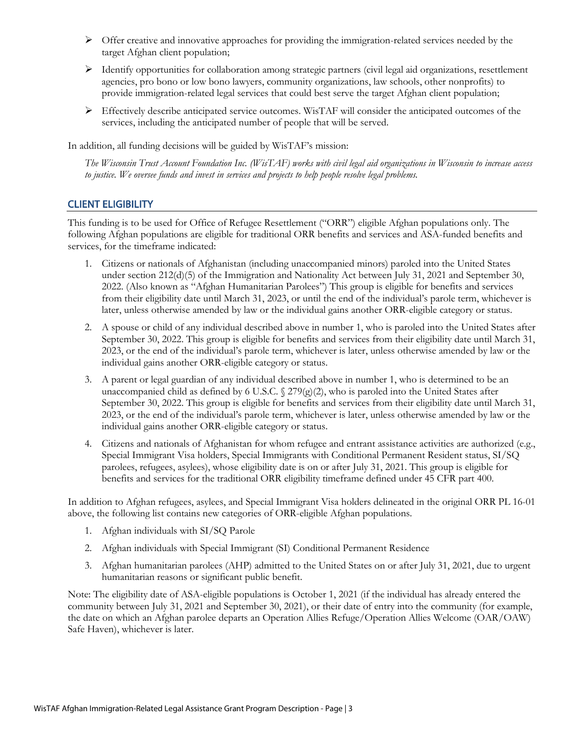- Offer creative and innovative approaches for providing the immigration-related services needed by the target Afghan client population;
- Identify opportunities for collaboration among strategic partners (civil legal aid organizations, resettlement agencies, pro bono or low bono lawyers, community organizations, law schools, other nonprofits) to provide immigration-related legal services that could best serve the target Afghan client population;
- Effectively describe anticipated service outcomes. WisTAF will consider the anticipated outcomes of the services, including the anticipated number of people that will be served.

In addition, all funding decisions will be guided by WisTAF's mission:

*The Wisconsin Trust Account Foundation Inc. (WisTAF) works with civil legal aid organizations in Wisconsin to increase access to justice. We oversee funds and invest in services and projects to help people resolve legal problems.*

## CLIENT ELIGIBILITY

This funding is to be used for Office of Refugee Resettlement ("ORR") eligible Afghan populations only. The following Afghan populations are eligible for traditional ORR benefits and services and ASA-funded benefits and services, for the timeframe indicated:

1. Citizens or nationals of Afghanistan (including unaccompanied minors) paroled into the United States under section 212(d)(5) of the Immigration and Nationality Act between July 31, 2021 and September 30, 2022. (Also known as "Afghan Humanitarian Parolees") This group is eligible for benefits and services from their eligibility date until March 31, 2023, or until the end of the individual's parole term, whichever is later, unless otherwise amended by law or the individual gains another ORR-eligible category or status.
2. A spouse or child of any individual described above in number 1, who is paroled into the United States after September 30, 2022. This group is eligible for benefits and services from their eligibility date until March 31, 2023, or the end of the individual's parole term, whichever is later, unless otherwise amended by law or the individual gains another ORR-eligible category or status.
3. A parent or legal guardian of any individual described above in number 1, who is determined to be an unaccompanied child as defined by 6 U.S.C. § 279(g)(2), who is paroled into the United States after September 30, 2022. This group is eligible for benefits and services from their eligibility date until March 31, 2023, or the end of the individual's parole term, whichever is later, unless otherwise amended by law or the individual gains another ORR-eligible category or status.
4. Citizens and nationals of Afghanistan for whom refugee and entrant assistance activities are authorized (e.g., Special Immigrant Visa holders, Special Immigrants with Conditional Permanent Resident status, SI/SQ parolees, refugees, asylees), whose eligibility date is on or after July 31, 2021. This group is eligible for benefits and services for the traditional ORR eligibility timeframe defined under 45 CFR part 400.

In addition to Afghan refugees, asylees, and Special Immigrant Visa holders delineated in the original ORR PL 16-01 above, the following list contains new categories of ORR-eligible Afghan populations.

1. Afghan individuals with SI/SQ Parole
2. Afghan individuals with Special Immigrant (SI) Conditional Permanent Residence
3. Afghan humanitarian parolees (AHP) admitted to the United States on or after July 31, 2021, due to urgent humanitarian reasons or significant public benefit.

Note: The eligibility date of ASA-eligible populations is October 1, 2021 (if the individual has already entered the community between July 31, 2021 and September 30, 2021), or their date of entry into the community (for example, the date on which an Afghan parolee departs an Operation Allies Refuge/Operation Allies Welcome (OAR/OAW) Safe Haven), whichever is later.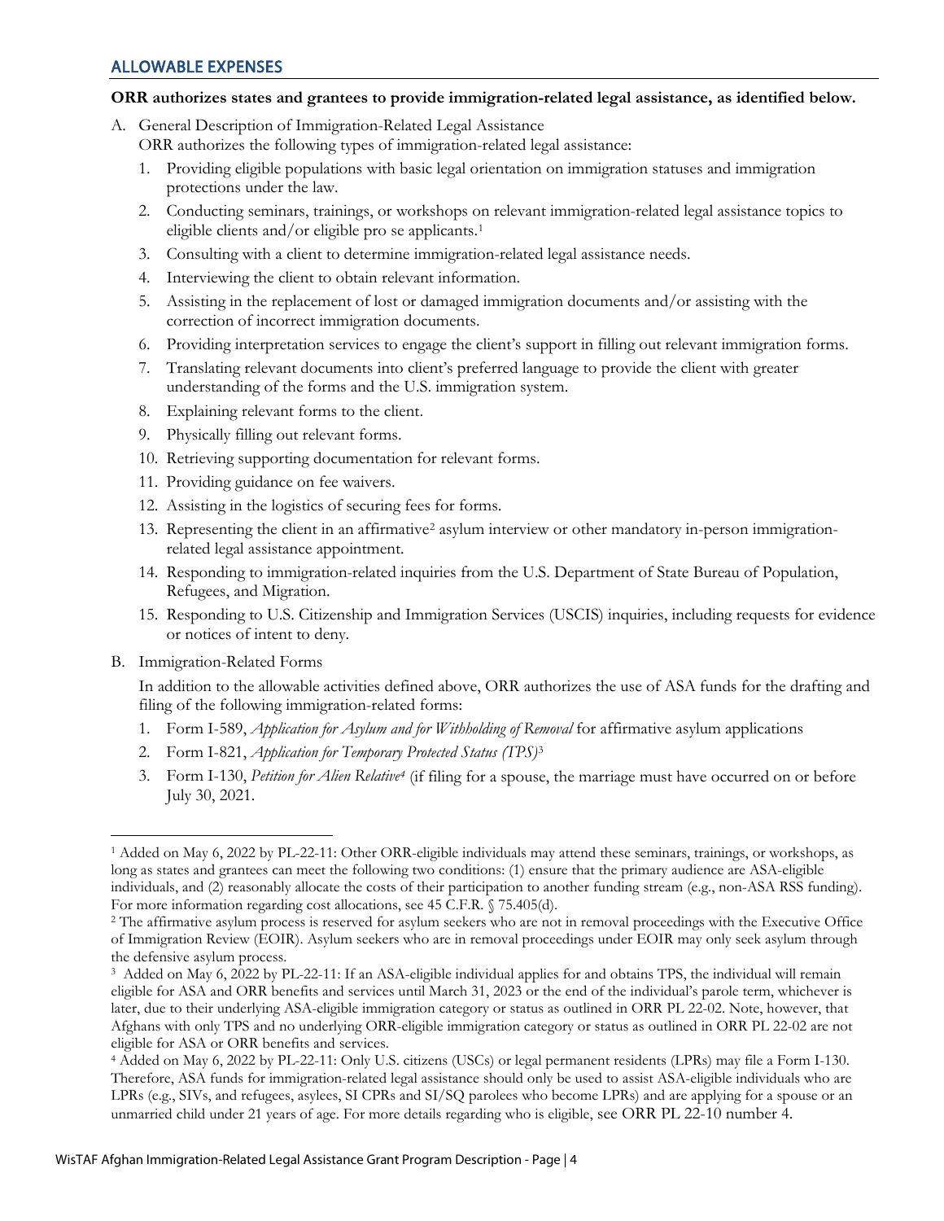## ALLOWABLE EXPENSES

**ORR authorizes states and grantees to provide immigration-related legal assistance, as identified below.**

A. General Description of Immigration-Related Legal Assistance

   ORR authorizes the following types of immigration-related legal assistance:

   1. Providing eligible populations with basic legal orientation on immigration statuses and immigration protections under the law.
   2. Conducting seminars, trainings, or workshops on relevant immigration-related legal assistance topics to eligible clients and/or eligible pro se applicants.[1]
   3. Consulting with a client to determine immigration-related legal assistance needs.
   4. Interviewing the client to obtain relevant information.
   5. Assisting in the replacement of lost or damaged immigration documents and/or assisting with the correction of incorrect immigration documents.
   6. Providing interpretation services to engage the client's support in filling out relevant immigration forms.
   7. Translating relevant documents into client's preferred language to provide the client with greater understanding of the forms and the U.S. immigration system.
   8. Explaining relevant forms to the client.
   9. Physically filling out relevant forms.
   10. Retrieving supporting documentation for relevant forms.
   11. Providing guidance on fee waivers.
   12. Assisting in the logistics of securing fees for forms.
   13. Representing the client in an affirmative[2] asylum interview or other mandatory in-person immigration-related legal assistance appointment.
   14. Responding to immigration-related inquiries from the U.S. Department of State Bureau of Population, Refugees, and Migration.
   15. Responding to U.S. Citizenship and Immigration Services (USCIS) inquiries, including requests for evidence or notices of intent to deny.

B. Immigration-Related Forms

   In addition to the allowable activities defined above, ORR authorizes the use of ASA funds for the drafting and filing of the following immigration-related forms:

   1. Form I-589, *Application for Asylum and for Withholding of Removal* for affirmative asylum applications
   2. Form I-821, *Application for Temporary Protected Status (TPS)*[3]
   3. Form I-130, *Petition for Alien Relative*[4] (if filing for a spouse, the marriage must have occurred on or before July 30, 2021.

---

[1] Added on May 6, 2022 by PL-22-11: Other ORR-eligible individuals may attend these seminars, trainings, or workshops, as long as states and grantees can meet the following two conditions: (1) ensure that the primary audience are ASA-eligible individuals, and (2) reasonably allocate the costs of their participation to another funding stream (e.g., non-ASA RSS funding). For more information regarding cost allocations, see 45 C.F.R. § 75.405(d).

[2] The affirmative asylum process is reserved for asylum seekers who are not in removal proceedings with the Executive Office of Immigration Review (EOIR). Asylum seekers who are in removal proceedings under EOIR may only seek asylum through the defensive asylum process.

[3] Added on May 6, 2022 by PL-22-11: If an ASA-eligible individual applies for and obtains TPS, the individual will remain eligible for ASA and ORR benefits and services until March 31, 2023 or the end of the individual's parole term, whichever is later, due to their underlying ASA-eligible immigration category or status as outlined in ORR PL 22-02. Note, however, that Afghans with only TPS and no underlying ORR-eligible immigration category or status as outlined in ORR PL 22-02 are not eligible for ASA or ORR benefits and services.

[4] Added on May 6, 2022 by PL-22-11: Only U.S. citizens (USCs) or legal permanent residents (LPRs) may file a Form I-130. Therefore, ASA funds for immigration-related legal assistance should only be used to assist ASA-eligible individuals who are LPRs (e.g., SIVs, and refugees, asylees, SI CPRs and SI/SQ parolees who become LPRs) and are applying for a spouse or an unmarried child under 21 years of age. For more details regarding who is eligible, see ORR PL 22-10 number 4.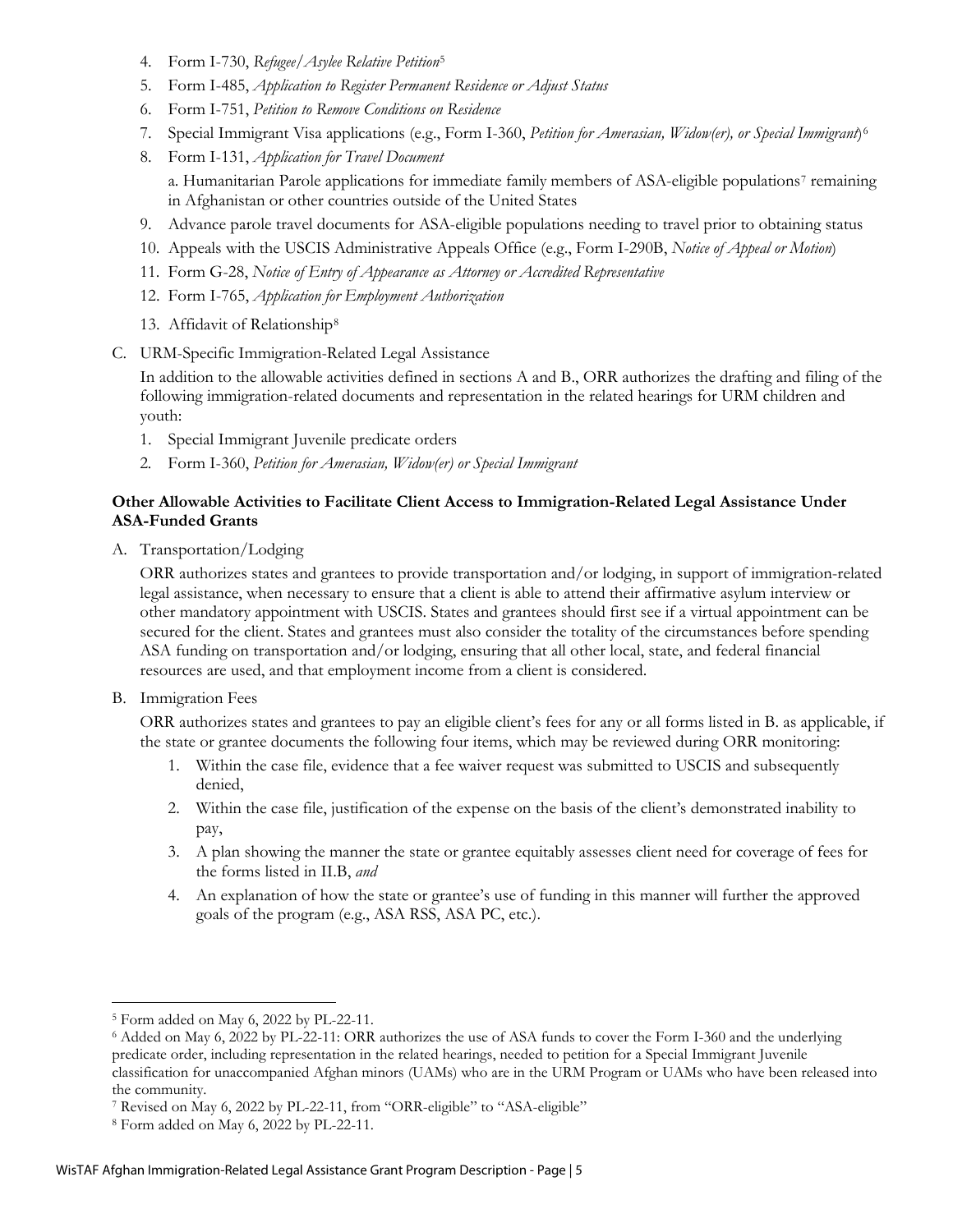4. Form I-730, *Refugee/Asylee Relative Petition*[5]
5. Form I-485, *Application to Register Permanent Residence or Adjust Status*
6. Form I-751, *Petition to Remove Conditions on Residence*
7. Special Immigrant Visa applications (e.g., Form I-360, *Petition for Amerasian, Widow(er), or Special Immigrant*)[6]
8. Form I-131, *Application for Travel Document*

   a. Humanitarian Parole applications for immediate family members of ASA-eligible populations[7] remaining in Afghanistan or other countries outside of the United States
9. Advance parole travel documents for ASA-eligible populations needing to travel prior to obtaining status
10. Appeals with the USCIS Administrative Appeals Office (e.g., Form I-290B, *Notice of Appeal or Motion*)
11. Form G-28, *Notice of Entry of Appearance as Attorney or Accredited Representative*
12. Form I-765, *Application for Employment Authorization*
13. Affidavit of Relationship[8]

C. URM-Specific Immigration-Related Legal Assistance

In addition to the allowable activities defined in sections A and B., ORR authorizes the drafting and filing of the following immigration-related documents and representation in the related hearings for URM children and youth:

1. Special Immigrant Juvenile predicate orders
2. Form I-360, *Petition for Amerasian, Widow(er) or Special Immigrant*

**Other Allowable Activities to Facilitate Client Access to Immigration-Related Legal Assistance Under ASA-Funded Grants**

A. Transportation/Lodging

ORR authorizes states and grantees to provide transportation and/or lodging, in support of immigration-related legal assistance, when necessary to ensure that a client is able to attend their affirmative asylum interview or other mandatory appointment with USCIS. States and grantees should first see if a virtual appointment can be secured for the client. States and grantees must also consider the totality of the circumstances before spending ASA funding on transportation and/or lodging, ensuring that all other local, state, and federal financial resources are used, and that employment income from a client is considered.

B. Immigration Fees

ORR authorizes states and grantees to pay an eligible client's fees for any or all forms listed in B. as applicable, if the state or grantee documents the following four items, which may be reviewed during ORR monitoring:

1. Within the case file, evidence that a fee waiver request was submitted to USCIS and subsequently denied,
2. Within the case file, justification of the expense on the basis of the client's demonstrated inability to pay,
3. A plan showing the manner the state or grantee equitably assesses client need for coverage of fees for the forms listed in II.B, *and*
4. An explanation of how the state or grantee's use of funding in this manner will further the approved goals of the program (e.g., ASA RSS, ASA PC, etc.).

---

[5] Form added on May 6, 2022 by PL-22-11.

[6] Added on May 6, 2022 by PL-22-11: ORR authorizes the use of ASA funds to cover the Form I-360 and the underlying predicate order, including representation in the related hearings, needed to petition for a Special Immigrant Juvenile classification for unaccompanied Afghan minors (UAMs) who are in the URM Program or UAMs who have been released into the community.

[7] Revised on May 6, 2022 by PL-22-11, from "ORR-eligible" to "ASA-eligible"

[8] Form added on May 6, 2022 by PL-22-11.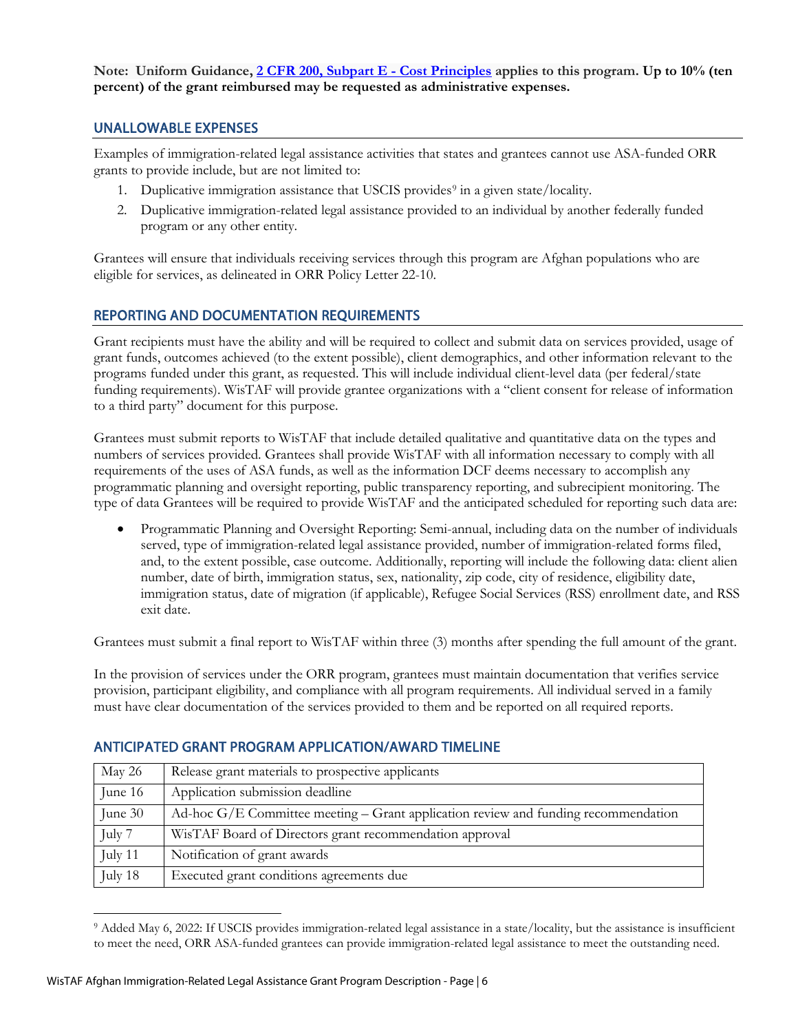**Note: Uniform Guidance, [2 CFR 200, Subpart E - Cost Principles](#) applies to this program. Up to 10% (ten percent) of the grant reimbursed may be requested as administrative expenses.**

## UNALLOWABLE EXPENSES

Examples of immigration-related legal assistance activities that states and grantees cannot use ASA-funded ORR grants to provide include, but are not limited to:

1. Duplicative immigration assistance that USCIS provides[9] in a given state/locality.
2. Duplicative immigration-related legal assistance provided to an individual by another federally funded program or any other entity.

Grantees will ensure that individuals receiving services through this program are Afghan populations who are eligible for services, as delineated in ORR Policy Letter 22-10.

## REPORTING AND DOCUMENTATION REQUIREMENTS

Grant recipients must have the ability and will be required to collect and submit data on services provided, usage of grant funds, outcomes achieved (to the extent possible), client demographics, and other information relevant to the programs funded under this grant, as requested. This will include individual client-level data (per federal/state funding requirements). WisTAF will provide grantee organizations with a "client consent for release of information to a third party" document for this purpose.

Grantees must submit reports to WisTAF that include detailed qualitative and quantitative data on the types and numbers of services provided. Grantees shall provide WisTAF with all information necessary to comply with all requirements of the uses of ASA funds, as well as the information DCF deems necessary to accomplish any programmatic planning and oversight reporting, public transparency reporting, and subrecipient monitoring. The type of data Grantees will be required to provide WisTAF and the anticipated scheduled for reporting such data are:

- Programmatic Planning and Oversight Reporting: Semi-annual, including data on the number of individuals served, type of immigration-related legal assistance provided, number of immigration-related forms filed, and, to the extent possible, case outcome. Additionally, reporting will include the following data: client alien number, date of birth, immigration status, sex, nationality, zip code, city of residence, eligibility date, immigration status, date of migration (if applicable), Refugee Social Services (RSS) enrollment date, and RSS exit date.

Grantees must submit a final report to WisTAF within three (3) months after spending the full amount of the grant.

In the provision of services under the ORR program, grantees must maintain documentation that verifies service provision, participant eligibility, and compliance with all program requirements. All individual served in a family must have clear documentation of the services provided to them and be reported on all required reports.

## ANTICIPATED GRANT PROGRAM APPLICATION/AWARD TIMELINE

| Date | Activity |
|---|---|
| May 26 | Release grant materials to prospective applicants |
| June 16 | Application submission deadline |
| June 30 | Ad-hoc G/E Committee meeting – Grant application review and funding recommendation |
| July 7 | WisTAF Board of Directors grant recommendation approval |
| July 11 | Notification of grant awards |
| July 18 | Executed grant conditions agreements due |

[9] Added May 6, 2022: If USCIS provides immigration-related legal assistance in a state/locality, but the assistance is insufficient to meet the need, ORR ASA-funded grantees can provide immigration-related legal assistance to meet the outstanding need.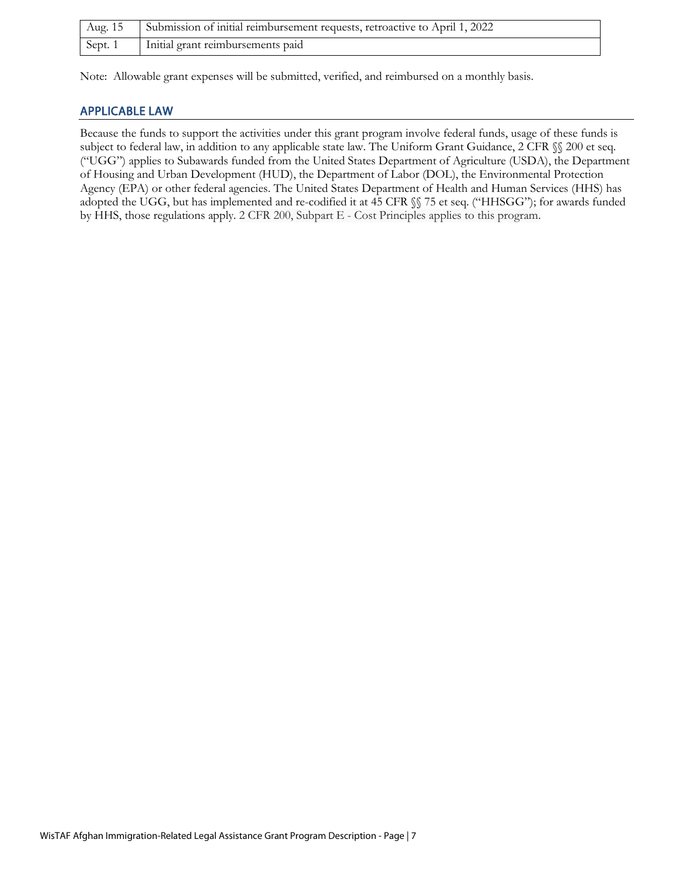| | |
|---|---|
| Aug. 15 | Submission of initial reimbursement requests, retroactive to April 1, 2022 |
| Sept. 1 | Initial grant reimbursements paid |

Note: Allowable grant expenses will be submitted, verified, and reimbursed on a monthly basis.

## APPLICABLE LAW

Because the funds to support the activities under this grant program involve federal funds, usage of these funds is subject to federal law, in addition to any applicable state law. The Uniform Grant Guidance, 2 CFR §§ 200 et seq. ("UGG") applies to Subawards funded from the United States Department of Agriculture (USDA), the Department of Housing and Urban Development (HUD), the Department of Labor (DOL), the Environmental Protection Agency (EPA) or other federal agencies. The United States Department of Health and Human Services (HHS) has adopted the UGG, but has implemented and re-codified it at 45 CFR §§ 75 et seq. ("HHSGG"); for awards funded by HHS, those regulations apply. 2 CFR 200, Subpart E - Cost Principles applies to this program.